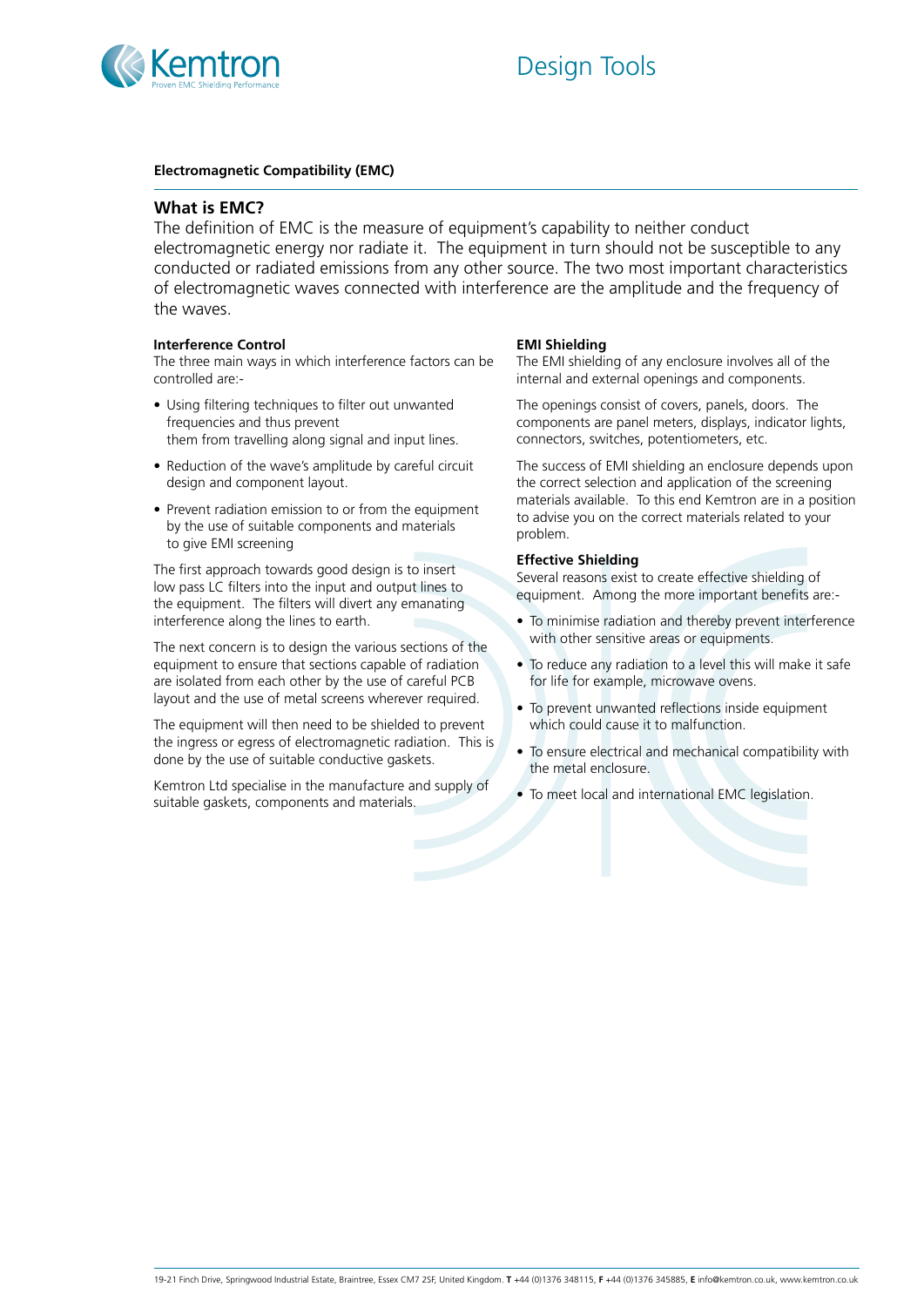# Design Tools

## Electromagnetic Compatibility (EMC)

### What is EMC?

The definition of EMC is the measure of equipment's capability to neither conduct electromagnetic energy nor radiate it. The equipment in turn should not be susceptible to any conducted or radiated emissions from any other source. The two most important characteristics of electromagnetic waves connected with interference are the amplitude and the frequency of the waves.

#### Interference Control

The three main ways in which interference factors can be controlled are:-

- Using filtering techniques to filter out unwanted frequencies and thus prevent them from travelling along signal and input lines.
- Reduction of the wave's amplitude by careful circuit design and component layout.
- Prevent radiation emission to or from the equipment by the use of suitable components and materials to give EMI screening

The first approach towards good design is to insert low pass LC filters into the input and output lines to the equipment. The filters will divert any emanating interference along the lines to earth.

The next concern is to design the various sections of the equipment to ensure that sections capable of radiation are isolated from each other by the use of careful PCB layout and the use of metal screens wherever required.

The equipment will then need to be shielded to prevent the ingress or egress of electromagnetic radiation. This is done by the use of suitable conductive gaskets.

Kemtron Ltd specialise in the manufacture and supply of suitable gaskets, components and materials.

#### EMI Shielding

The EMI shielding of any enclosure involves all of the internal and external openings and components.

The openings consist of covers, panels, doors. The components are panel meters, displays, indicator lights, connectors, switches, potentiometers, etc.

The success of EMI shielding an enclosure depends upon the correct selection and application of the screening materials available. To this end Kemtron are in a position to advise you on the correct materials related to your problem.

#### Effective Shielding

Several reasons exist to create effective shielding of equipment. Among the more important benefits are:-

- To minimise radiation and thereby prevent interference with other sensitive areas or equipments.
- To reduce any radiation to a level this will make it safe for life for example, microwave ovens.
- To prevent unwanted reflections inside equipment which could cause it to malfunction.
- To ensure electrical and mechanical compatibility with the metal enclosure.
- To meet local and international EMC legislation.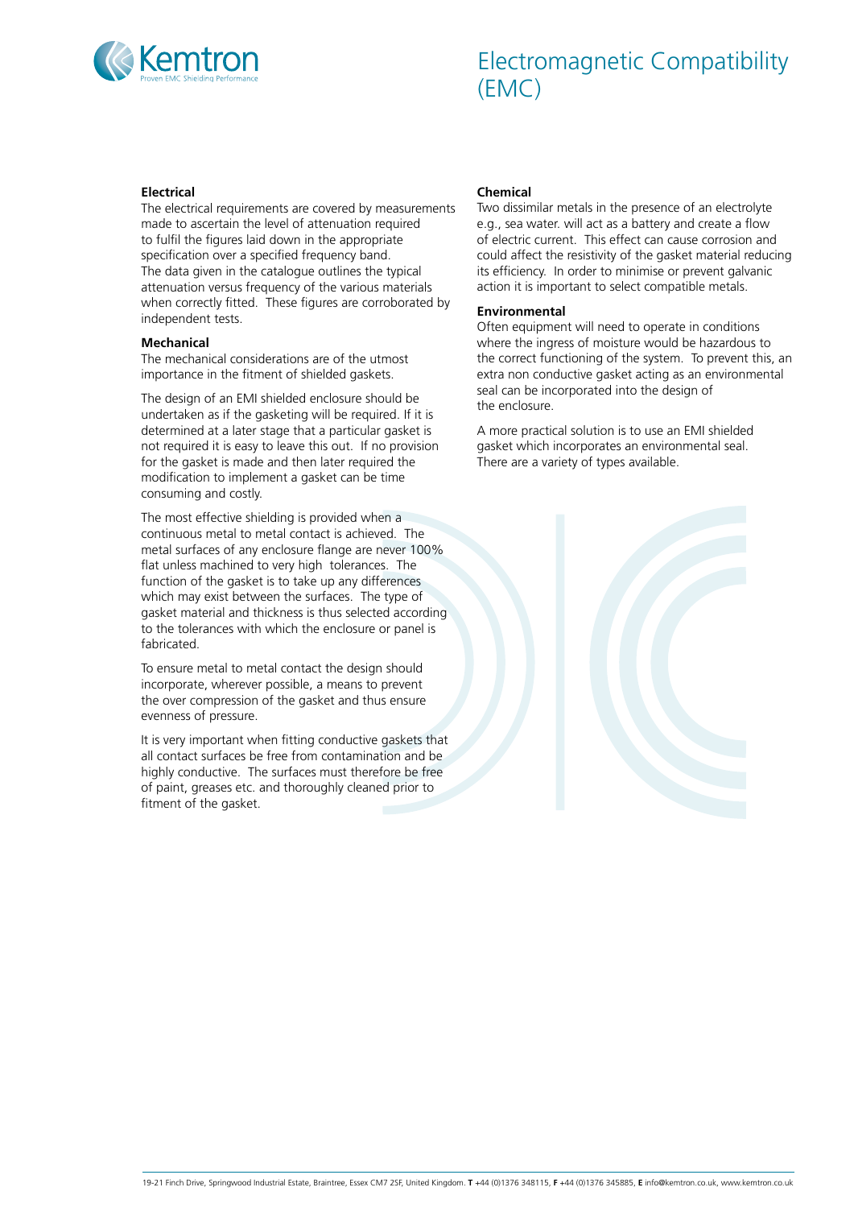# Electromagnetic Compatibility (EMC)

### Electrical

The electrical requirements are covered by measurements made to ascertain the level of attenuation required to fulfil the figures laid down in the appropriate specification over a specified frequency band. The data given in the catalogue outlines the typical attenuation versus frequency of the various materials when correctly fitted. These figures are corroborated by independent tests.

### Mechanical

The mechanical considerations are of the utmost importance in the fitment of shielded gaskets.

The design of an EMI shielded enclosure should be undertaken as if the gasketing will be required. If it is determined at a later stage that a particular gasket is not required it is easy to leave this out. If no provision for the gasket is made and then later required the modification to implement a gasket can be time consuming and costly.

The most effective shielding is provided when a continuous metal to metal contact is achieved. The metal surfaces of any enclosure flange are never 100% flat unless machined to very high tolerances. The function of the gasket is to take up any differences which may exist between the surfaces. The type of gasket material and thickness is thus selected according to the tolerances with which the enclosure or panel is fabricated.

To ensure metal to metal contact the design should incorporate, wherever possible, a means to prevent the over compression of the gasket and thus ensure evenness of pressure.

It is very important when fitting conductive gaskets that all contact surfaces be free from contamination and be highly conductive. The surfaces must therefore be free of paint, greases etc. and thoroughly cleaned prior to fitment of the gasket.

### Chemical

Two dissimilar metals in the presence of an electrolyte e.g., sea water. will act as a battery and create a flow of electric current. This effect can cause corrosion and could affect the resistivity of the gasket material reducing its efficiency. In order to minimise or prevent galvanic action it is important to select compatible metals.

### Environmental

Often equipment will need to operate in conditions where the ingress of moisture would be hazardous to the correct functioning of the system. To prevent this, an extra non conductive gasket acting as an environmental seal can be incorporated into the design of the enclosure.

A more practical solution is to use an EMI shielded gasket which incorporates an environmental seal. There are a variety of types available.